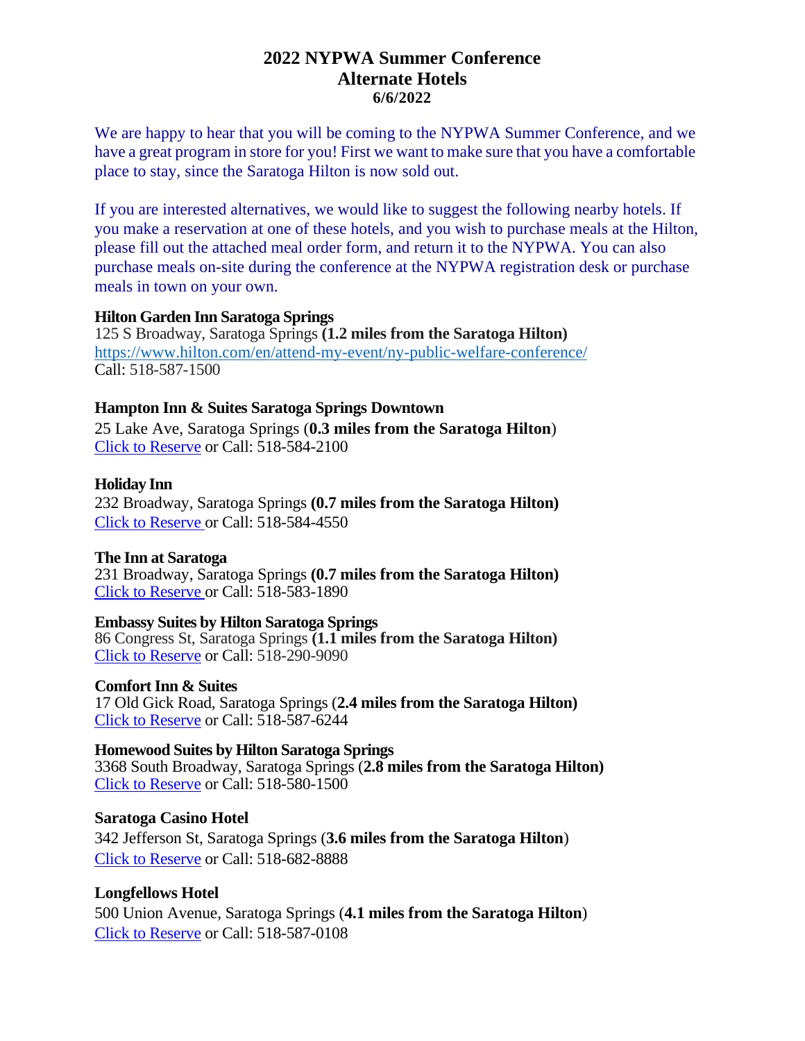# 2022 NYPWA Summer Conference
## Alternate Hotels
### 6/6/2022

We are happy to hear that you will be coming to the NYPWA Summer Conference, and we have a great program in store for you! First we want to make sure that you have a comfortable place to stay, since the Saratoga Hilton is now sold out.

If you are interested alternatives, we would like to suggest the following nearby hotels. If you make a reservation at one of these hotels, and you wish to purchase meals at the Hilton, please fill out the attached meal order form, and return it to the NYPWA. You can also purchase meals on-site during the conference at the NYPWA registration desk or purchase meals in town on your own.

**Hilton Garden Inn Saratoga Springs**
125 S Broadway, Saratoga Springs **(1.2 miles from the Saratoga Hilton)**
https://www.hilton.com/en/attend-my-event/ny-public-welfare-conference/
Call: 518-587-1500

**Hampton Inn & Suites Saratoga Springs Downtown**
25 Lake Ave, Saratoga Springs (**0.3 miles from the Saratoga Hilton**)
Click to Reserve or Call: 518-584-2100

**Holiday Inn**
232 Broadway, Saratoga Springs **(0.7 miles from the Saratoga Hilton)**
Click to Reserve or Call: 518-584-4550

**The Inn at Saratoga**
231 Broadway, Saratoga Springs **(0.7 miles from the Saratoga Hilton)**
Click to Reserve or Call: 518-583-1890

**Embassy Suites by Hilton Saratoga Springs**
86 Congress St, Saratoga Springs **(1.1 miles from the Saratoga Hilton)**
Click to Reserve or Call: 518-290-9090

**Comfort Inn & Suites**
17 Old Gick Road, Saratoga Springs (**2.4 miles from the Saratoga Hilton)**
Click to Reserve or Call: 518-587-6244

**Homewood Suites by Hilton Saratoga Springs**
3368 South Broadway, Saratoga Springs (**2.8 miles from the Saratoga Hilton)**
Click to Reserve or Call: 518-580-1500

**Saratoga Casino Hotel**
342 Jefferson St, Saratoga Springs (**3.6 miles from the Saratoga Hilton**)
Click to Reserve or Call: 518-682-8888

**Longfellows Hotel**
500 Union Avenue, Saratoga Springs (**4.1 miles from the Saratoga Hilton**)
Click to Reserve or Call: 518-587-0108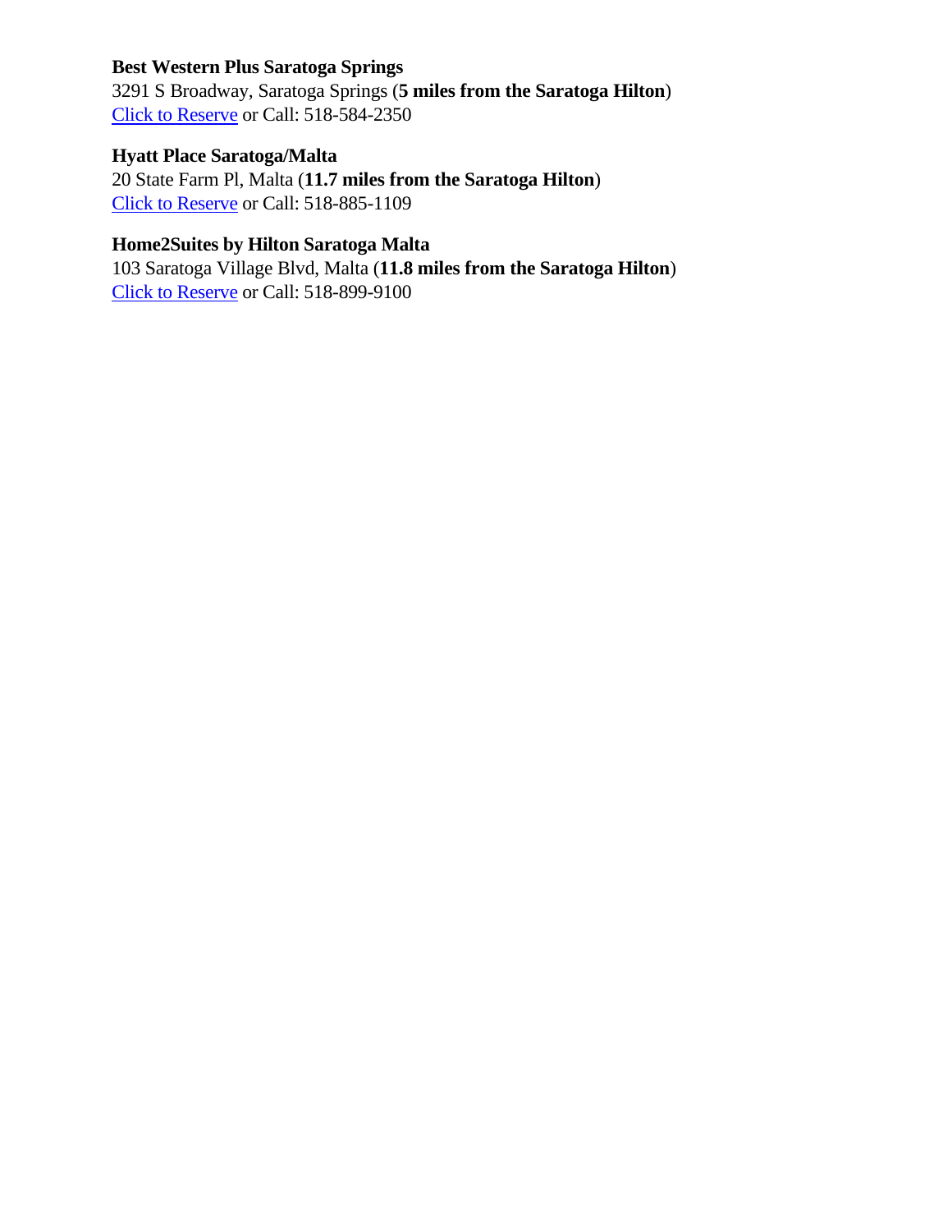**Best Western Plus Saratoga Springs**
3291 S Broadway, Saratoga Springs (**5 miles from the Saratoga Hilton**)
Click to Reserve or Call: 518-584-2350

**Hyatt Place Saratoga/Malta**
20 State Farm Pl, Malta (**11.7 miles from the Saratoga Hilton**)
Click to Reserve or Call: 518-885-1109

**Home2Suites by Hilton Saratoga Malta**
103 Saratoga Village Blvd, Malta (**11.8 miles from the Saratoga Hilton**)
Click to Reserve or Call: 518-899-9100